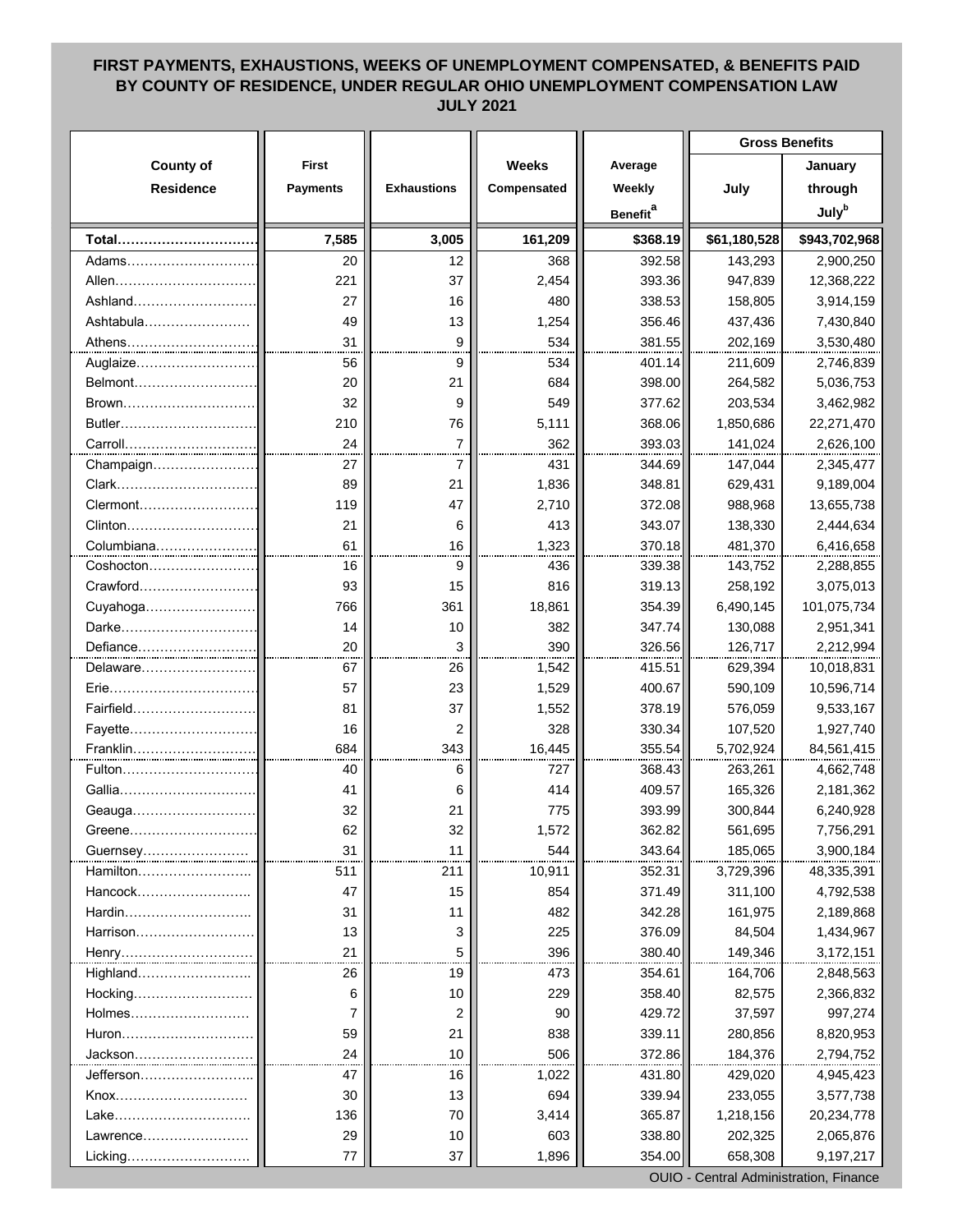# FIRST PAYMENTS, EXHAUSTIONS, WEEKS OF UNEMPLOYMENT COMPENSATED, & BENEFITS PAID BY COUNTY OF RESIDENCE, UNDER REGULAR OHIO UNEMPLOYMENT COMPENSATION LAW

## JULY 2021

| County of Residence | First Payments | Exhaustions | Weeks Compensated | Average Weekly Benefit[a] | Gross Benefits | |
|---|---|---|---|---|---|---|
| | | | | | July | January through July[b] |
| **Total** | **7,585** | **3,005** | **161,209** | **$368.19** | **$61,180,528** | **$943,702,968** |
| Adams | 20 | 12 | 368 | 392.58 | 143,293 | 2,900,250 |
| Allen | 221 | 37 | 2,454 | 393.36 | 947,839 | 12,368,222 |
| Ashland | 27 | 16 | 480 | 338.53 | 158,805 | 3,914,159 |
| Ashtabula | 49 | 13 | 1,254 | 356.46 | 437,436 | 7,430,840 |
| Athens | 31 | 9 | 534 | 381.55 | 202,169 | 3,530,480 |
| Auglaize | 56 | 9 | 534 | 401.14 | 211,609 | 2,746,839 |
| Belmont | 20 | 21 | 684 | 398.00 | 264,582 | 5,036,753 |
| Brown | 32 | 9 | 549 | 377.62 | 203,534 | 3,462,982 |
| Butler | 210 | 76 | 5,111 | 368.06 | 1,850,686 | 22,271,470 |
| Carroll | 24 | 7 | 362 | 393.03 | 141,024 | 2,626,100 |
| Champaign | 27 | 7 | 431 | 344.69 | 147,044 | 2,345,477 |
| Clark | 89 | 21 | 1,836 | 348.81 | 629,431 | 9,189,004 |
| Clermont | 119 | 47 | 2,710 | 372.08 | 988,968 | 13,655,738 |
| Clinton | 21 | 6 | 413 | 343.07 | 138,330 | 2,444,634 |
| Columbiana | 61 | 16 | 1,323 | 370.18 | 481,370 | 6,416,658 |
| Coshocton | 16 | 9 | 436 | 339.38 | 143,752 | 2,288,855 |
| Crawford | 93 | 15 | 816 | 319.13 | 258,192 | 3,075,013 |
| Cuyahoga | 766 | 361 | 18,861 | 354.39 | 6,490,145 | 101,075,734 |
| Darke | 14 | 10 | 382 | 347.74 | 130,088 | 2,951,341 |
| Defiance | 20 | 3 | 390 | 326.56 | 126,717 | 2,212,994 |
| Delaware | 67 | 26 | 1,542 | 415.51 | 629,394 | 10,018,831 |
| Erie | 57 | 23 | 1,529 | 400.67 | 590,109 | 10,596,714 |
| Fairfield | 81 | 37 | 1,552 | 378.19 | 576,059 | 9,533,167 |
| Fayette | 16 | 2 | 328 | 330.34 | 107,520 | 1,927,740 |
| Franklin | 684 | 343 | 16,445 | 355.54 | 5,702,924 | 84,561,415 |
| Fulton | 40 | 6 | 727 | 368.43 | 263,261 | 4,662,748 |
| Gallia | 41 | 6 | 414 | 409.57 | 165,326 | 2,181,362 |
| Geauga | 32 | 21 | 775 | 393.99 | 300,844 | 6,240,928 |
| Greene | 62 | 32 | 1,572 | 362.82 | 561,695 | 7,756,291 |
| Guernsey | 31 | 11 | 544 | 343.64 | 185,065 | 3,900,184 |
| Hamilton | 511 | 211 | 10,911 | 352.31 | 3,729,396 | 48,335,391 |
| Hancock | 47 | 15 | 854 | 371.49 | 311,100 | 4,792,538 |
| Hardin | 31 | 11 | 482 | 342.28 | 161,975 | 2,189,868 |
| Harrison | 13 | 3 | 225 | 376.09 | 84,504 | 1,434,967 |
| Henry | 21 | 5 | 396 | 380.40 | 149,346 | 3,172,151 |
| Highland | 26 | 19 | 473 | 354.61 | 164,706 | 2,848,563 |
| Hocking | 6 | 10 | 229 | 358.40 | 82,575 | 2,366,832 |
| Holmes | 7 | 2 | 90 | 429.72 | 37,597 | 997,274 |
| Huron | 59 | 21 | 838 | 339.11 | 280,856 | 8,820,953 |
| Jackson | 24 | 10 | 506 | 372.86 | 184,376 | 2,794,752 |
| Jefferson | 47 | 16 | 1,022 | 431.80 | 429,020 | 4,945,423 |
| Knox | 30 | 13 | 694 | 339.94 | 233,055 | 3,577,738 |
| Lake | 136 | 70 | 3,414 | 365.87 | 1,218,156 | 20,234,778 |
| Lawrence | 29 | 10 | 603 | 338.80 | 202,325 | 2,065,876 |
| Licking | 77 | 37 | 1,896 | 354.00 | 658,308 | 9,197,217 |

OUIO - Central Administration, Finance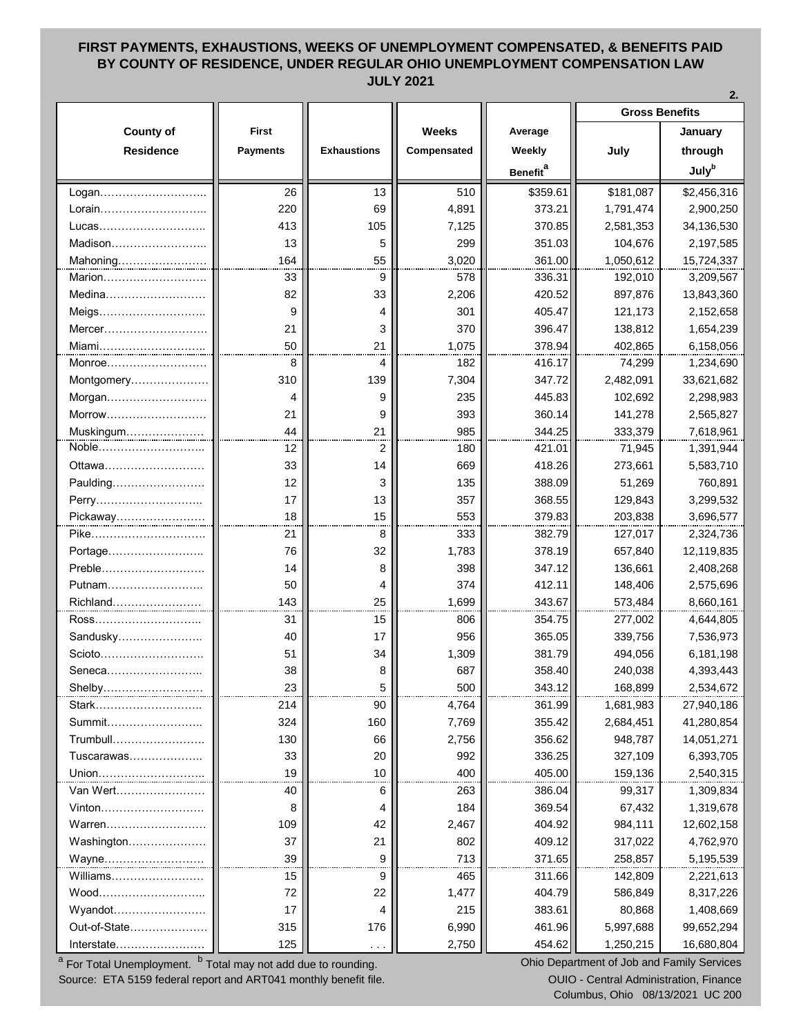# FIRST PAYMENTS, EXHAUSTIONS, WEEKS OF UNEMPLOYMENT COMPENSATED, & BENEFITS PAID BY COUNTY OF RESIDENCE, UNDER REGULAR OHIO UNEMPLOYMENT COMPENSATION LAW

## JULY 2021

2.

| County of Residence | First Payments | Exhaustions | Weeks Compensated | Average Weekly Benefit[a] | Gross Benefits | |
|---|---|---|---|---|---|---|
| | | | | | July | January through July[b] |
| Logan | 26 | 13 | 510 | $359.61 | $181,087 | $2,456,316 |
| Lorain | 220 | 69 | 4,891 | 373.21 | 1,791,474 | 2,900,250 |
| Lucas | 413 | 105 | 7,125 | 370.85 | 2,581,353 | 34,136,530 |
| Madison | 13 | 5 | 299 | 351.03 | 104,676 | 2,197,585 |
| Mahoning | 164 | 55 | 3,020 | 361.00 | 1,050,612 | 15,724,337 |
| Marion | 33 | 9 | 578 | 336.31 | 192,010 | 3,209,567 |
| Medina | 82 | 33 | 2,206 | 420.52 | 897,876 | 13,843,360 |
| Meigs | 9 | 4 | 301 | 405.47 | 121,173 | 2,152,658 |
| Mercer | 21 | 3 | 370 | 396.47 | 138,812 | 1,654,239 |
| Miami | 50 | 21 | 1,075 | 378.94 | 402,865 | 6,158,056 |
| Monroe | 8 | 4 | 182 | 416.17 | 74,299 | 1,234,690 |
| Montgomery | 310 | 139 | 7,304 | 347.72 | 2,482,091 | 33,621,682 |
| Morgan | 4 | 9 | 235 | 445.83 | 102,692 | 2,298,983 |
| Morrow | 21 | 9 | 393 | 360.14 | 141,278 | 2,565,827 |
| Muskingum | 44 | 21 | 985 | 344.25 | 333,379 | 7,618,961 |
| Noble | 12 | 2 | 180 | 421.01 | 71,945 | 1,391,944 |
| Ottawa | 33 | 14 | 669 | 418.26 | 273,661 | 5,583,710 |
| Paulding | 12 | 3 | 135 | 388.09 | 51,269 | 760,891 |
| Perry | 17 | 13 | 357 | 368.55 | 129,843 | 3,299,532 |
| Pickaway | 18 | 15 | 553 | 379.83 | 203,838 | 3,696,577 |
| Pike | 21 | 8 | 333 | 382.79 | 127,017 | 2,324,736 |
| Portage | 76 | 32 | 1,783 | 378.19 | 657,840 | 12,119,835 |
| Preble | 14 | 8 | 398 | 347.12 | 136,661 | 2,408,268 |
| Putnam | 50 | 4 | 374 | 412.11 | 148,406 | 2,575,696 |
| Richland | 143 | 25 | 1,699 | 343.67 | 573,484 | 8,660,161 |
| Ross | 31 | 15 | 806 | 354.75 | 277,002 | 4,644,805 |
| Sandusky | 40 | 17 | 956 | 365.05 | 339,756 | 7,536,973 |
| Scioto | 51 | 34 | 1,309 | 381.79 | 494,056 | 6,181,198 |
| Seneca | 38 | 8 | 687 | 358.40 | 240,038 | 4,393,443 |
| Shelby | 23 | 5 | 500 | 343.12 | 168,899 | 2,534,672 |
| Stark | 214 | 90 | 4,764 | 361.99 | 1,681,983 | 27,940,186 |
| Summit | 324 | 160 | 7,769 | 355.42 | 2,684,451 | 41,280,854 |
| Trumbull | 130 | 66 | 2,756 | 356.62 | 948,787 | 14,051,271 |
| Tuscarawas | 33 | 20 | 992 | 336.25 | 327,109 | 6,393,705 |
| Union | 19 | 10 | 400 | 405.00 | 159,136 | 2,540,315 |
| Van Wert | 40 | 6 | 263 | 386.04 | 99,317 | 1,309,834 |
| Vinton | 8 | 4 | 184 | 369.54 | 67,432 | 1,319,678 |
| Warren | 109 | 42 | 2,467 | 404.92 | 984,111 | 12,602,158 |
| Washington | 37 | 21 | 802 | 409.12 | 317,022 | 4,762,970 |
| Wayne | 39 | 9 | 713 | 371.65 | 258,857 | 5,195,539 |
| Williams | 15 | 9 | 465 | 311.66 | 142,809 | 2,221,613 |
| Wood | 72 | 22 | 1,477 | 404.79 | 586,849 | 8,317,226 |
| Wyandot | 17 | 4 | 215 | 383.61 | 80,868 | 1,408,669 |
| Out-of-State | 315 | 176 | 6,990 | 461.96 | 5,997,688 | 99,652,294 |
| Interstate | 125 | . . . | 2,750 | 454.62 | 1,250,215 | 16,680,804 |

[a] For Total Unemployment. [b] Total may not add due to rounding.

Source: ETA 5159 federal report and ART041 monthly benefit file.

Ohio Department of Job and Family Services
OUIO - Central Administration, Finance
Columbus, Ohio 08/13/2021 UC 200